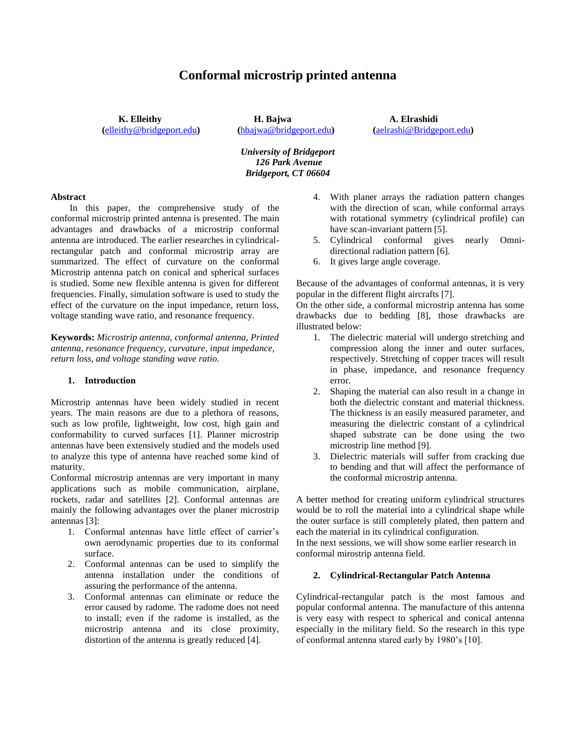# Conformal microstrip printed antenna

**K. Elleithy**
**(**elleithy@bridgeport.edu**)**

**H. Bajwa**
**(**hbajwa@bridgeport.edu**)**

**A. Elrashidi**
**(**aelrashi@Bridgeport.edu**)**

***University of Bridgeport***
***126 Park Avenue***
***Bridgeport, CT 06604***

**Abstract**

In this paper, the comprehensive study of the conformal microstrip printed antenna is presented. The main advantages and drawbacks of a microstrip conformal antenna are introduced. The earlier researches in cylindrical-rectangular patch and conformal microstrip array are summarized. The effect of curvature on the conformal Microstrip antenna patch on conical and spherical surfaces is studied. Some new flexible antenna is given for different frequencies. Finally, simulation software is used to study the effect of the curvature on the input impedance, return loss, voltage standing wave ratio, and resonance frequency.

**Keywords:** *Microstrip antenna, conformal antenna, Printed antenna, resonance frequency, curvature, input impedance, return loss, and voltage standing wave ratio.*

## 1. Introduction

Microstrip antennas have been widely studied in recent years. The main reasons are due to a plethora of reasons, such as low profile, lightweight, low cost, high gain and conformability to curved surfaces [1]. Planner microstrip antennas have been extensively studied and the models used to analyze this type of antenna have reached some kind of maturity.

Conformal microstrip antennas are very important in many applications such as mobile communication, airplane, rockets, radar and satellites [2]. Conformal antennas are mainly the following advantages over the planer microstrip antennas [3]:

1. Conformal antennas have little effect of carrier's own aerodynamic properties due to its conformal surface.
2. Conformal antennas can be used to simplify the antenna installation under the conditions of assuring the performance of the antenna.
3. Conformal antennas can eliminate or reduce the error caused by radome. The radome does not need to install; even if the radome is installed, as the microstrip antenna and its close proximity, distortion of the antenna is greatly reduced [4].
4. With planer arrays the radiation pattern changes with the direction of scan, while conformal arrays with rotational symmetry (cylindrical profile) can have scan-invariant pattern [5].
5. Cylindrical conformal gives nearly Omni-directional radiation pattern [6].
6. It gives large angle coverage.

Because of the advantages of conformal antennas, it is very popular in the different flight aircrafts [7].

On the other side, a conformal microstrip antenna has some drawbacks due to bedding [8], those drawbacks are illustrated below:

1. The dielectric material will undergo stretching and compression along the inner and outer surfaces, respectively. Stretching of copper traces will result in phase, impedance, and resonance frequency error.
2. Shaping the material can also result in a change in both the dielectric constant and material thickness. The thickness is an easily measured parameter, and measuring the dielectric constant of a cylindrical shaped substrate can be done using the two microstrip line method [9].
3. Dielectric materials will suffer from cracking due to bending and that will affect the performance of the conformal microstrip antenna.

A better method for creating uniform cylindrical structures would be to roll the material into a cylindrical shape while the outer surface is still completely plated, then pattern and each the material in its cylindrical configuration.

In the next sessions, we will show some earlier research in conformal mirostrip antenna field.

## 2. Cylindrical-Rectangular Patch Antenna

Cylindrical-rectangular patch is the most famous and popular conformal antenna. The manufacture of this antenna is very easy with respect to spherical and conical antenna especially in the military field. So the research in this type of conformal antenna stared early by 1980's [10].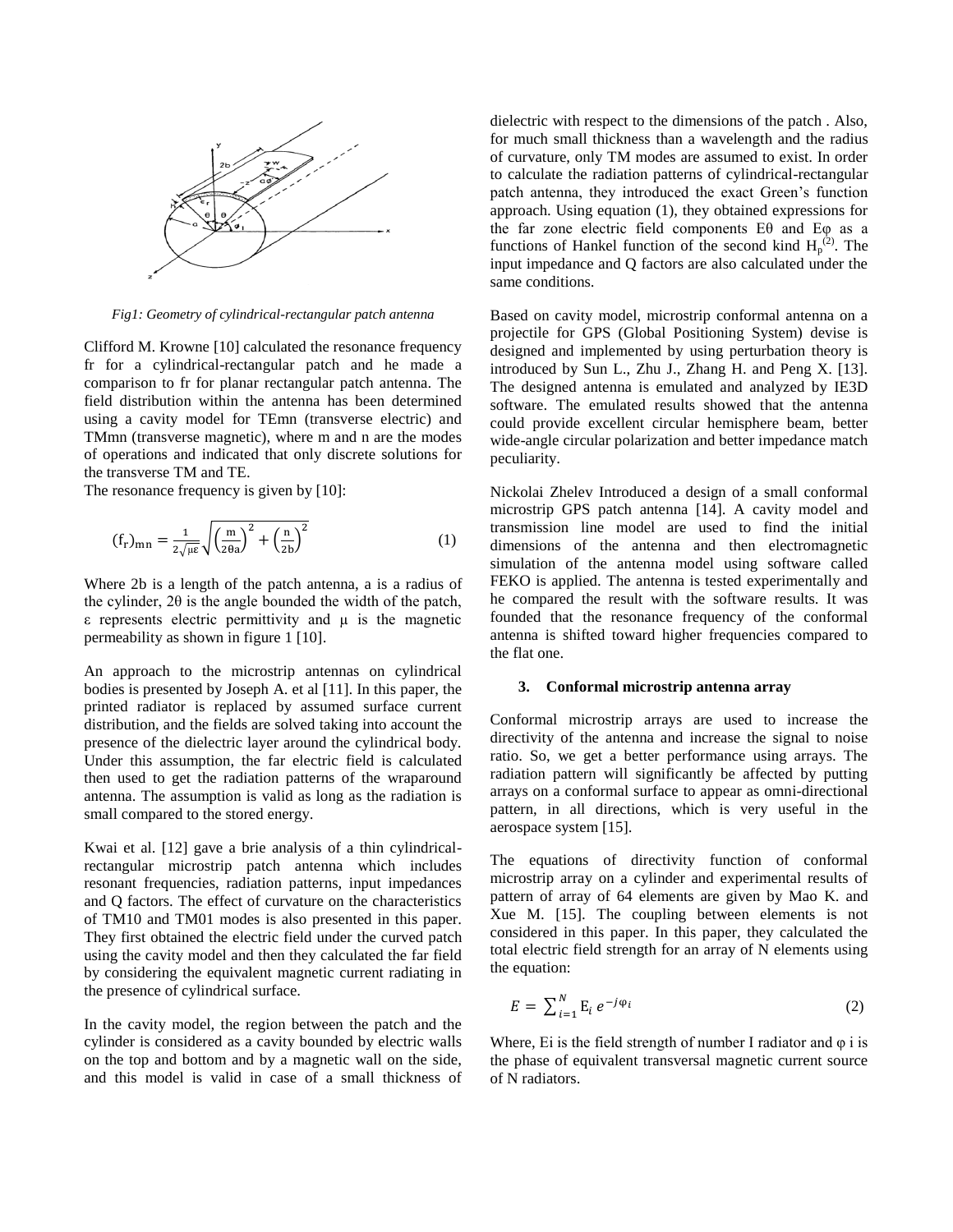*Fig1: Geometry of cylindrical-rectangular patch antenna*

Clifford M. Krowne [10] calculated the resonance frequency fr for a cylindrical-rectangular patch and he made a comparison to fr for planar rectangular patch antenna. The field distribution within the antenna has been determined using a cavity model for TEmn (transverse electric) and TMmn (transverse magnetic), where m and n are the modes of operations and indicated that only discrete solutions for the transverse TM and TE.

The resonance frequency is given by [10]:

$$(f_r)_{mn} = \frac{1}{2\sqrt{\mu\varepsilon}}\sqrt{\left(\frac{m}{2\theta a}\right)^2 + \left(\frac{n}{2b}\right)^2} \qquad (1)$$

Where 2b is a length of the patch antenna, a is a radius of the cylinder, 2θ is the angle bounded the width of the patch, ε represents electric permittivity and μ is the magnetic permeability as shown in figure 1 [10].

An approach to the microstrip antennas on cylindrical bodies is presented by Joseph A. et al [11]. In this paper, the printed radiator is replaced by assumed surface current distribution, and the fields are solved taking into account the presence of the dielectric layer around the cylindrical body. Under this assumption, the far electric field is calculated then used to get the radiation patterns of the wraparound antenna. The assumption is valid as long as the radiation is small compared to the stored energy.

Kwai et al. [12] gave a brie analysis of a thin cylindrical-rectangular microstrip patch antenna which includes resonant frequencies, radiation patterns, input impedances and Q factors. The effect of curvature on the characteristics of TM10 and TM01 modes is also presented in this paper. They first obtained the electric field under the curved patch using the cavity model and then they calculated the far field by considering the equivalent magnetic current radiating in the presence of cylindrical surface.

In the cavity model, the region between the patch and the cylinder is considered as a cavity bounded by electric walls on the top and bottom and by a magnetic wall on the side, and this model is valid in case of a small thickness of dielectric with respect to the dimensions of the patch . Also, for much small thickness than a wavelength and the radius of curvature, only TM modes are assumed to exist. In order to calculate the radiation patterns of cylindrical-rectangular patch antenna, they introduced the exact Green's function approach. Using equation (1), they obtained expressions for the far zone electric field components Eθ and Eφ as a functions of Hankel function of the second kind $H_p^{(2)}$. The input impedance and Q factors are also calculated under the same conditions.

Based on cavity model, microstrip conformal antenna on a projectile for GPS (Global Positioning System) devise is designed and implemented by using perturbation theory is introduced by Sun L., Zhu J., Zhang H. and Peng X. [13]. The designed antenna is emulated and analyzed by IE3D software. The emulated results showed that the antenna could provide excellent circular hemisphere beam, better wide-angle circular polarization and better impedance match peculiarity.

Nickolai Zhelev Introduced a design of a small conformal microstrip GPS patch antenna [14]. A cavity model and transmission line model are used to find the initial dimensions of the antenna and then electromagnetic simulation of the antenna model using software called FEKO is applied. The antenna is tested experimentally and he compared the result with the software results. It was founded that the resonance frequency of the conformal antenna is shifted toward higher frequencies compared to the flat one.

### 3. Conformal microstrip antenna array

Conformal microstrip arrays are used to increase the directivity of the antenna and increase the signal to noise ratio. So, we get a better performance using arrays. The radiation pattern will significantly be affected by putting arrays on a conformal surface to appear as omni-directional pattern, in all directions, which is very useful in the aerospace system [15].

The equations of directivity function of conformal microstrip array on a cylinder and experimental results of pattern of array of 64 elements are given by Mao K. and Xue M. [15]. The coupling between elements is not considered in this paper. In this paper, they calculated the total electric field strength for an array of N elements using the equation:

$$E = \sum_{i=1}^{N} E_i \, e^{-j\varphi_i} \qquad (2)$$

Where, Ei is the field strength of number I radiator and φ i is the phase of equivalent transversal magnetic current source of N radiators.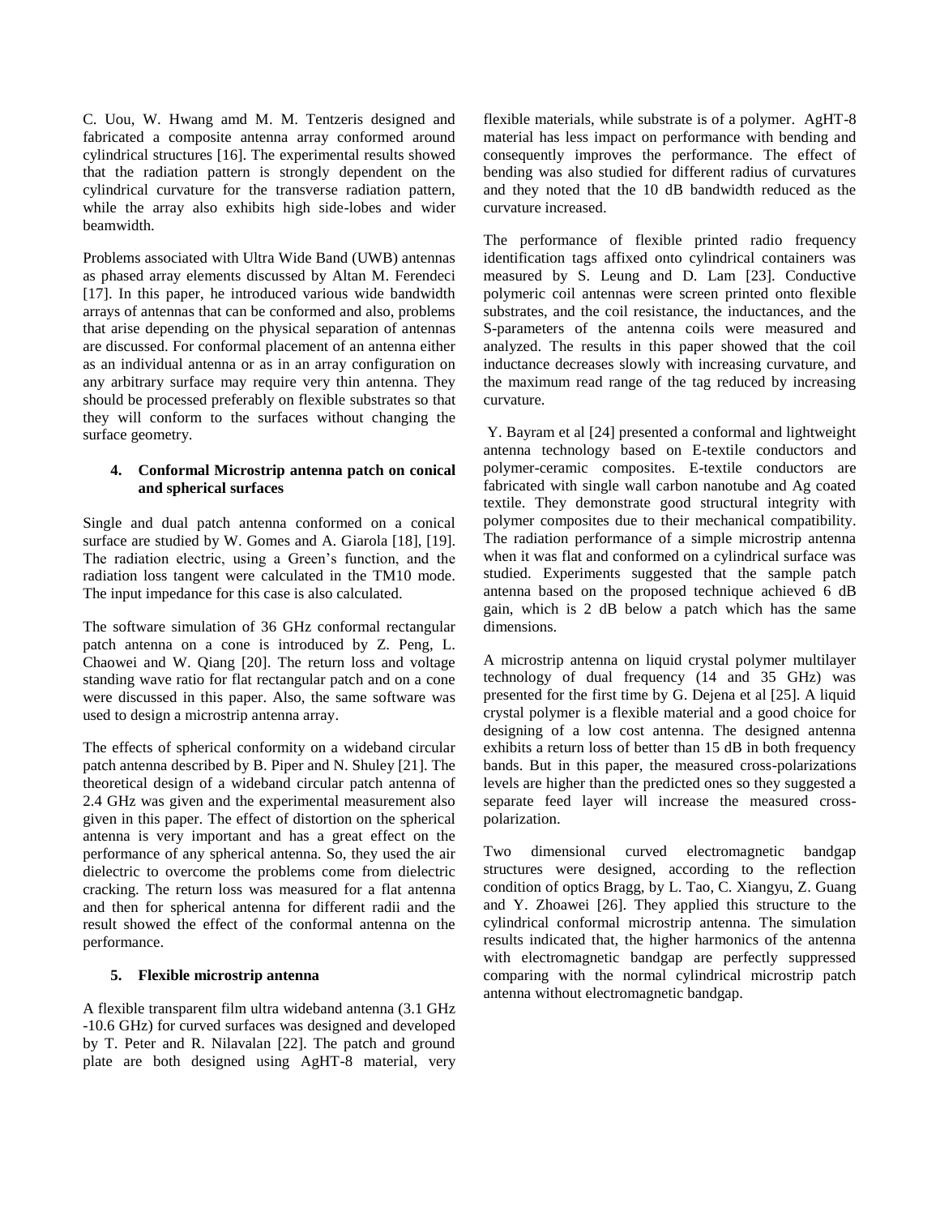C. Uou, W. Hwang amd M. M. Tentzeris designed and fabricated a composite antenna array conformed around cylindrical structures [16]. The experimental results showed that the radiation pattern is strongly dependent on the cylindrical curvature for the transverse radiation pattern, while the array also exhibits high side-lobes and wider beamwidth.

Problems associated with Ultra Wide Band (UWB) antennas as phased array elements discussed by Altan M. Ferendeci [17]. In this paper, he introduced various wide bandwidth arrays of antennas that can be conformed and also, problems that arise depending on the physical separation of antennas are discussed. For conformal placement of an antenna either as an individual antenna or as in an array configuration on any arbitrary surface may require very thin antenna. They should be processed preferably on flexible substrates so that they will conform to the surfaces without changing the surface geometry.

### 4. Conformal Microstrip antenna patch on conical and spherical surfaces

Single and dual patch antenna conformed on a conical surface are studied by W. Gomes and A. Giarola [18], [19]. The radiation electric, using a Green's function, and the radiation loss tangent were calculated in the TM10 mode. The input impedance for this case is also calculated.

The software simulation of 36 GHz conformal rectangular patch antenna on a cone is introduced by Z. Peng, L. Chaowei and W. Qiang [20]. The return loss and voltage standing wave ratio for flat rectangular patch and on a cone were discussed in this paper. Also, the same software was used to design a microstrip antenna array.

The effects of spherical conformity on a wideband circular patch antenna described by B. Piper and N. Shuley [21]. The theoretical design of a wideband circular patch antenna of 2.4 GHz was given and the experimental measurement also given in this paper. The effect of distortion on the spherical antenna is very important and has a great effect on the performance of any spherical antenna. So, they used the air dielectric to overcome the problems come from dielectric cracking. The return loss was measured for a flat antenna and then for spherical antenna for different radii and the result showed the effect of the conformal antenna on the performance.

### 5. Flexible microstrip antenna

A flexible transparent film ultra wideband antenna (3.1 GHz -10.6 GHz) for curved surfaces was designed and developed by T. Peter and R. Nilavalan [22]. The patch and ground plate are both designed using AgHT-8 material, very flexible materials, while substrate is of a polymer. AgHT-8 material has less impact on performance with bending and consequently improves the performance. The effect of bending was also studied for different radius of curvatures and they noted that the 10 dB bandwidth reduced as the curvature increased.

The performance of flexible printed radio frequency identification tags affixed onto cylindrical containers was measured by S. Leung and D. Lam [23]. Conductive polymeric coil antennas were screen printed onto flexible substrates, and the coil resistance, the inductances, and the S-parameters of the antenna coils were measured and analyzed. The results in this paper showed that the coil inductance decreases slowly with increasing curvature, and the maximum read range of the tag reduced by increasing curvature.

Y. Bayram et al [24] presented a conformal and lightweight antenna technology based on E-textile conductors and polymer-ceramic composites. E-textile conductors are fabricated with single wall carbon nanotube and Ag coated textile. They demonstrate good structural integrity with polymer composites due to their mechanical compatibility. The radiation performance of a simple microstrip antenna when it was flat and conformed on a cylindrical surface was studied. Experiments suggested that the sample patch antenna based on the proposed technique achieved 6 dB gain, which is 2 dB below a patch which has the same dimensions.

A microstrip antenna on liquid crystal polymer multilayer technology of dual frequency (14 and 35 GHz) was presented for the first time by G. Dejena et al [25]. A liquid crystal polymer is a flexible material and a good choice for designing of a low cost antenna. The designed antenna exhibits a return loss of better than 15 dB in both frequency bands. But in this paper, the measured cross-polarizations levels are higher than the predicted ones so they suggested a separate feed layer will increase the measured cross-polarization.

Two dimensional curved electromagnetic bandgap structures were designed, according to the reflection condition of optics Bragg, by L. Tao, C. Xiangyu, Z. Guang and Y. Zhoawei [26]. They applied this structure to the cylindrical conformal microstrip antenna. The simulation results indicated that, the higher harmonics of the antenna with electromagnetic bandgap are perfectly suppressed comparing with the normal cylindrical microstrip patch antenna without electromagnetic bandgap.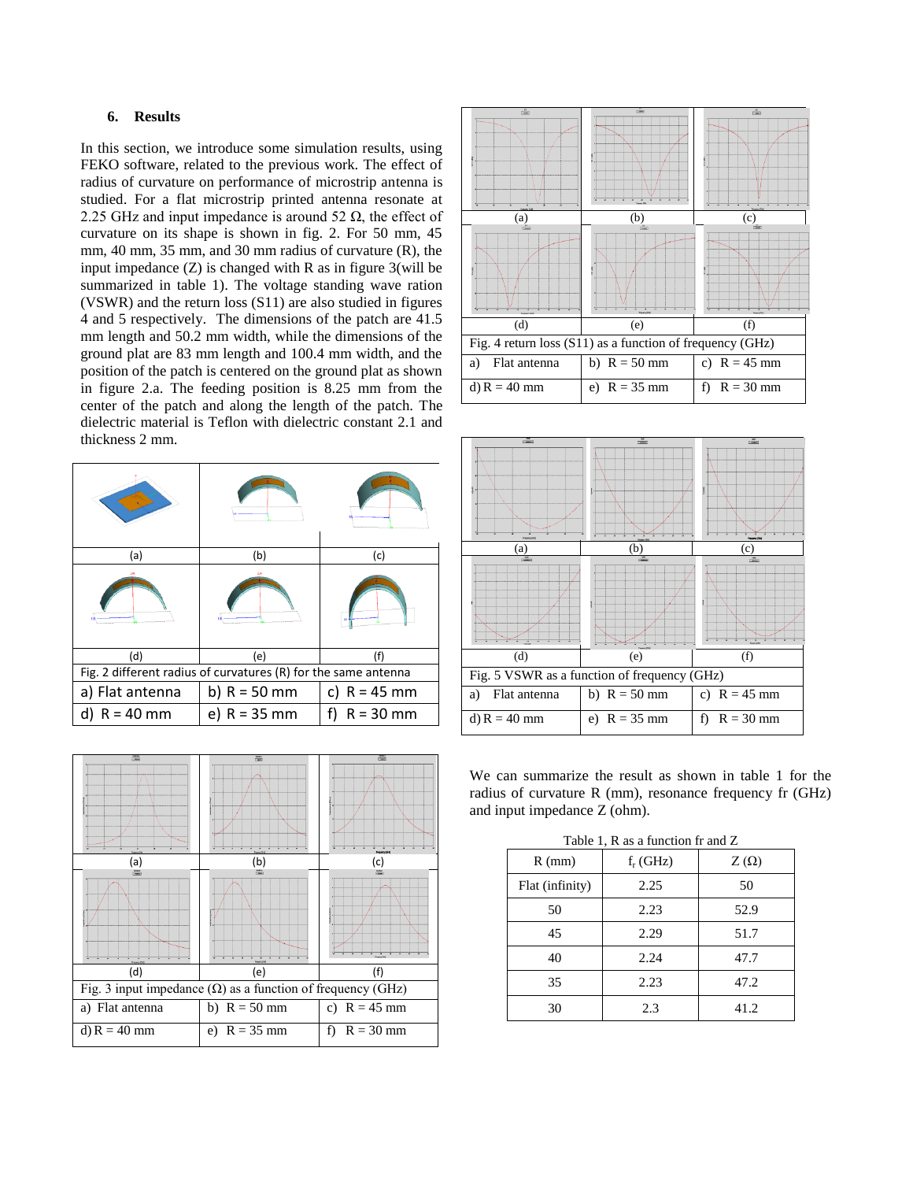## 6. Results

In this section, we introduce some simulation results, using FEKO software, related to the previous work. The effect of radius of curvature on performance of microstrip antenna is studied. For a flat microstrip printed antenna resonate at 2.25 GHz and input impedance is around 52 Ω, the effect of curvature on its shape is shown in fig. 2. For 50 mm, 45 mm, 40 mm, 35 mm, and 30 mm radius of curvature (R), the input impedance (Z) is changed with R as in figure 3(will be summarized in table 1). The voltage standing wave ration (VSWR) and the return loss (S11) are also studied in figures 4 and 5 respectively. The dimensions of the patch are 41.5 mm length and 50.2 mm width, while the dimensions of the ground plat are 83 mm length and 100.4 mm width, and the position of the patch is centered on the ground plat as shown in figure 2.a. The feeding position is 8.25 mm from the center of the patch and along the length of the patch. The dielectric material is Teflon with dielectric constant 2.1 and thickness 2 mm.

| (a) | (b) | (c) |
|---|---|---|
| (d) | (e) | (f) |

Fig. 2 different radius of curvatures (R) for the same antenna

| a) Flat antenna | b) R = 50 mm | c) R = 45 mm |
|---|---|---|
| d) R = 40 mm | e) R = 35 mm | f) R = 30 mm |

| (a) | (b) | (c) |
|---|---|---|
| (d) | (e) | (f) |

Fig. 3 input impedance (Ω) as a function of frequency (GHz)

| a) Flat antenna | b) R = 50 mm | c) R = 45 mm |
|---|---|---|
| d) R = 40 mm | e) R = 35 mm | f) R = 30 mm |

| (a) | (b) | (c) |
|---|---|---|
| (d) | (e) | (f) |

Fig. 4 return loss (S11) as a function of frequency (GHz)

| a) Flat antenna | b) R = 50 mm | c) R = 45 mm |
|---|---|---|
| d) R = 40 mm | e) R = 35 mm | f) R = 30 mm |

| (a) | (b) | (c) |
|---|---|---|
| (d) | (e) | (f) |

Fig. 5 VSWR as a function of frequency (GHz)

| a) Flat antenna | b) R = 50 mm | c) R = 45 mm |
|---|---|---|
| d) R = 40 mm | e) R = 35 mm | f) R = 30 mm |

We can summarize the result as shown in table 1 for the radius of curvature R (mm), resonance frequency fr (GHz) and input impedance Z (ohm).

Table 1, R as a function fr and Z

| R (mm) | $f_r$ (GHz) | Z (Ω) |
|---|---|---|
| Flat (infinity) | 2.25 | 50 |
| 50 | 2.23 | 52.9 |
| 45 | 2.29 | 51.7 |
| 40 | 2.24 | 47.7 |
| 35 | 2.23 | 47.2 |
| 30 | 2.3 | 41.2 |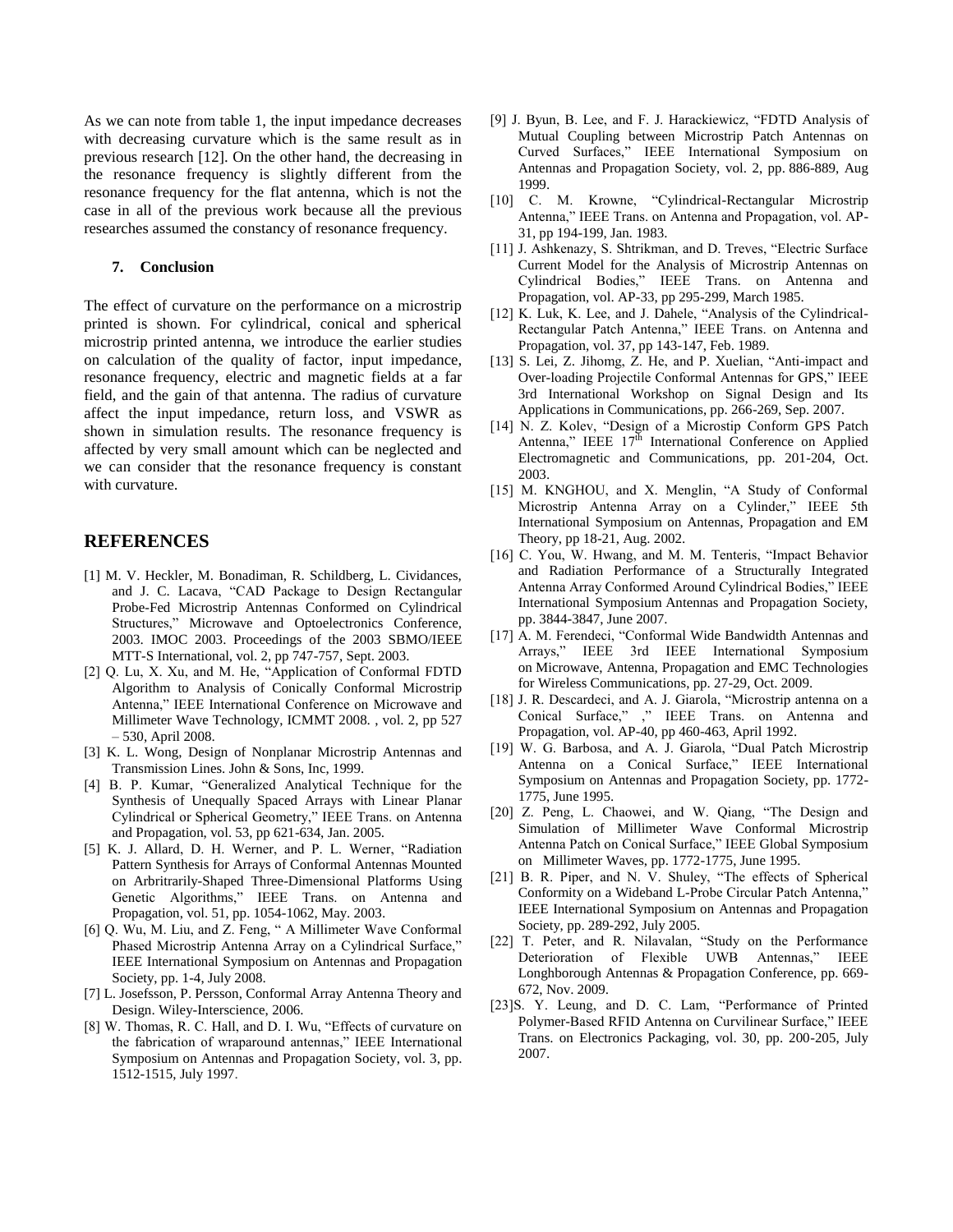As we can note from table 1, the input impedance decreases with decreasing curvature which is the same result as in previous research [12]. On the other hand, the decreasing in the resonance frequency is slightly different from the resonance frequency for the flat antenna, which is not the case in all of the previous work because all the previous researches assumed the constancy of resonance frequency.

### 7. Conclusion

The effect of curvature on the performance on a microstrip printed is shown. For cylindrical, conical and spherical microstrip printed antenna, we introduce the earlier studies on calculation of the quality of factor, input impedance, resonance frequency, electric and magnetic fields at a far field, and the gain of that antenna. The radius of curvature affect the input impedance, return loss, and VSWR as shown in simulation results. The resonance frequency is affected by very small amount which can be neglected and we can consider that the resonance frequency is constant with curvature.

## REFERENCES

[1] M. V. Heckler, M. Bonadiman, R. Schildberg, L. Cividances, and J. C. Lacava, "CAD Package to Design Rectangular Probe-Fed Microstrip Antennas Conformed on Cylindrical Structures," Microwave and Optoelectronics Conference, 2003. IMOC 2003. Proceedings of the 2003 SBMO/IEEE MTT-S International, vol. 2, pp 747-757, Sept. 2003.

[2] Q. Lu, X. Xu, and M. He, "Application of Conformal FDTD Algorithm to Analysis of Conically Conformal Microstrip Antenna," IEEE International Conference on Microwave and Millimeter Wave Technology, ICMMT 2008. , vol. 2, pp 527 – 530, April 2008.

[3] K. L. Wong, Design of Nonplanar Microstrip Antennas and Transmission Lines. John & Sons, Inc, 1999.

[4] B. P. Kumar, "Generalized Analytical Technique for the Synthesis of Unequally Spaced Arrays with Linear Planar Cylindrical or Spherical Geometry," IEEE Trans. on Antenna and Propagation, vol. 53, pp 621-634, Jan. 2005.

[5] K. J. Allard, D. H. Werner, and P. L. Werner, "Radiation Pattern Synthesis for Arrays of Conformal Antennas Mounted on Arbritrarily-Shaped Three-Dimensional Platforms Using Genetic Algorithms," IEEE Trans. on Antenna and Propagation, vol. 51, pp. 1054-1062, May. 2003.

[6] Q. Wu, M. Liu, and Z. Feng, " A Millimeter Wave Conformal Phased Microstrip Antenna Array on a Cylindrical Surface," IEEE International Symposium on Antennas and Propagation Society, pp. 1-4, July 2008.

[7] L. Josefsson, P. Persson, Conformal Array Antenna Theory and Design. Wiley-Interscience, 2006.

[8] W. Thomas, R. C. Hall, and D. I. Wu, "Effects of curvature on the fabrication of wraparound antennas," IEEE International Symposium on Antennas and Propagation Society, vol. 3, pp. 1512-1515, July 1997.

[9] J. Byun, B. Lee, and F. J. Harackiewicz, "FDTD Analysis of Mutual Coupling between Microstrip Patch Antennas on Curved Surfaces," IEEE International Symposium on Antennas and Propagation Society, vol. 2, pp. 886-889, Aug 1999.

[10] C. M. Krowne, "Cylindrical-Rectangular Microstrip Antenna," IEEE Trans. on Antenna and Propagation, vol. AP-31, pp 194-199, Jan. 1983.

[11] J. Ashkenazy, S. Shtrikman, and D. Treves, "Electric Surface Current Model for the Analysis of Microstrip Antennas on Cylindrical Bodies," IEEE Trans. on Antenna and Propagation, vol. AP-33, pp 295-299, March 1985.

[12] K. Luk, K. Lee, and J. Dahele, "Analysis of the Cylindrical-Rectangular Patch Antenna," IEEE Trans. on Antenna and Propagation, vol. 37, pp 143-147, Feb. 1989.

[13] S. Lei, Z. Jihomg, Z. He, and P. Xuelian, "Anti-impact and Over-loading Projectile Conformal Antennas for GPS," IEEE 3rd International Workshop on Signal Design and Its Applications in Communications, pp. 266-269, Sep. 2007.

[14] N. Z. Kolev, "Design of a Microstip Conform GPS Patch Antenna," IEEE 17th International Conference on Applied Electromagnetic and Communications, pp. 201-204, Oct. 2003.

[15] M. KNGHOU, and X. Menglin, "A Study of Conformal Microstrip Antenna Array on a Cylinder," IEEE 5th International Symposium on Antennas, Propagation and EM Theory, pp 18-21, Aug. 2002.

[16] C. You, W. Hwang, and M. M. Tenteris, "Impact Behavior and Radiation Performance of a Structurally Integrated Antenna Array Conformed Around Cylindrical Bodies," IEEE International Symposium Antennas and Propagation Society, pp. 3844-3847, June 2007.

[17] A. M. Ferendeci, "Conformal Wide Bandwidth Antennas and Arrays," IEEE 3rd IEEE International Symposium on Microwave, Antenna, Propagation and EMC Technologies for Wireless Communications, pp. 27-29, Oct. 2009.

[18] J. R. Descardeci, and A. J. Giarola, "Microstrip antenna on a Conical Surface," ," IEEE Trans. on Antenna and Propagation, vol. AP-40, pp 460-463, April 1992.

[19] W. G. Barbosa, and A. J. Giarola, "Dual Patch Microstrip Antenna on a Conical Surface," IEEE International Symposium on Antennas and Propagation Society, pp. 1772-1775, June 1995.

[20] Z. Peng, L. Chaowei, and W. Qiang, "The Design and Simulation of Millimeter Wave Conformal Microstrip Antenna Patch on Conical Surface," IEEE Global Symposium on Millimeter Waves, pp. 1772-1775, June 1995.

[21] B. R. Piper, and N. V. Shuley, "The effects of Spherical Conformity on a Wideband L-Probe Circular Patch Antenna," IEEE International Symposium on Antennas and Propagation Society, pp. 289-292, July 2005.

[22] T. Peter, and R. Nilavalan, "Study on the Performance Deterioration of Flexible UWB Antennas," IEEE Longhborough Antennas & Propagation Conference, pp. 669-672, Nov. 2009.

[23] S. Y. Leung, and D. C. Lam, "Performance of Printed Polymer-Based RFID Antenna on Curvilinear Surface," IEEE Trans. on Electronics Packaging, vol. 30, pp. 200-205, July 2007.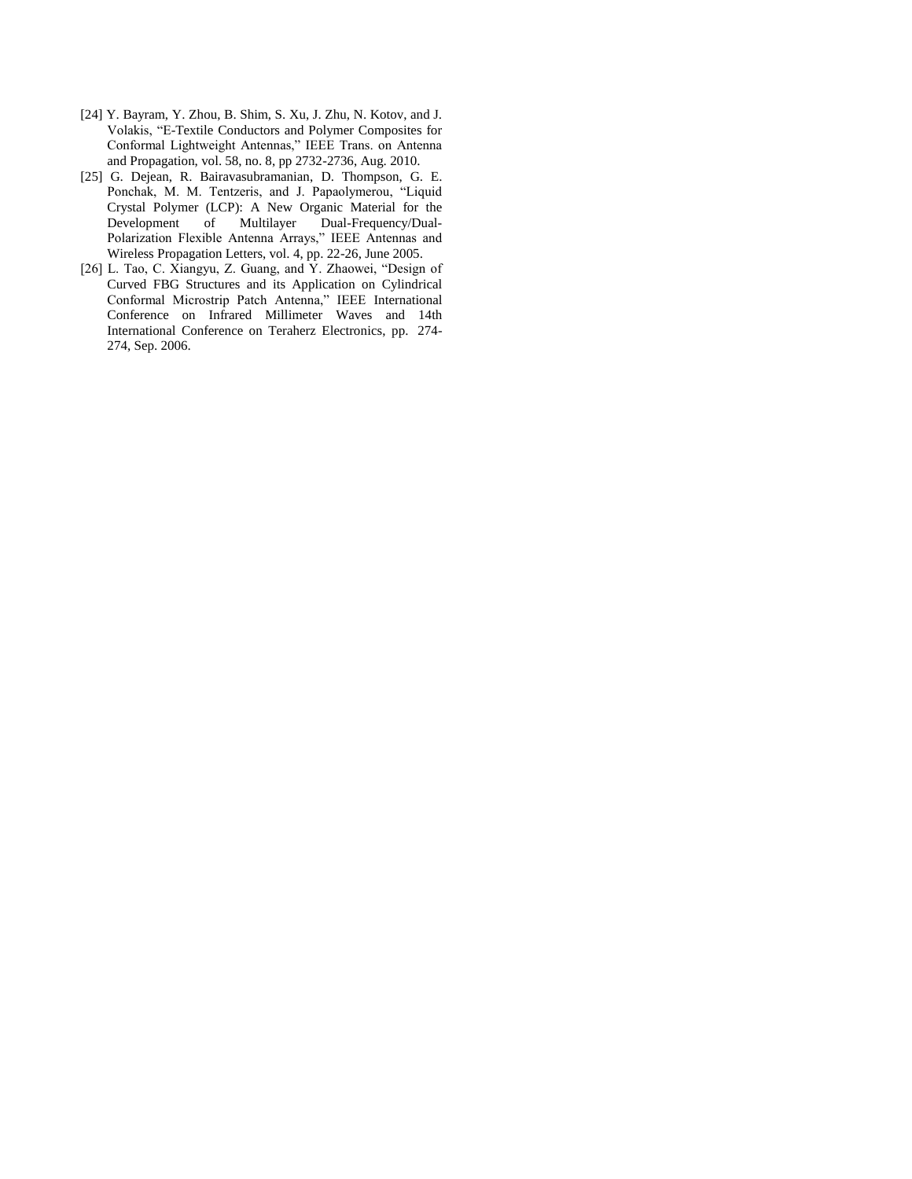[24] Y. Bayram, Y. Zhou, B. Shim, S. Xu, J. Zhu, N. Kotov, and J. Volakis, "E-Textile Conductors and Polymer Composites for Conformal Lightweight Antennas," IEEE Trans. on Antenna and Propagation, vol. 58, no. 8, pp 2732-2736, Aug. 2010.

[25] G. Dejean, R. Bairavasubramanian, D. Thompson, G. E. Ponchak, M. M. Tentzeris, and J. Papaolymerou, "Liquid Crystal Polymer (LCP): A New Organic Material for the Development of Multilayer Dual-Frequency/Dual-Polarization Flexible Antenna Arrays," IEEE Antennas and Wireless Propagation Letters, vol. 4, pp. 22-26, June 2005.

[26] L. Tao, C. Xiangyu, Z. Guang, and Y. Zhaowei, "Design of Curved FBG Structures and its Application on Cylindrical Conformal Microstrip Patch Antenna," IEEE International Conference on Infrared Millimeter Waves and 14th International Conference on Teraherz Electronics, pp. 274-274, Sep. 2006.